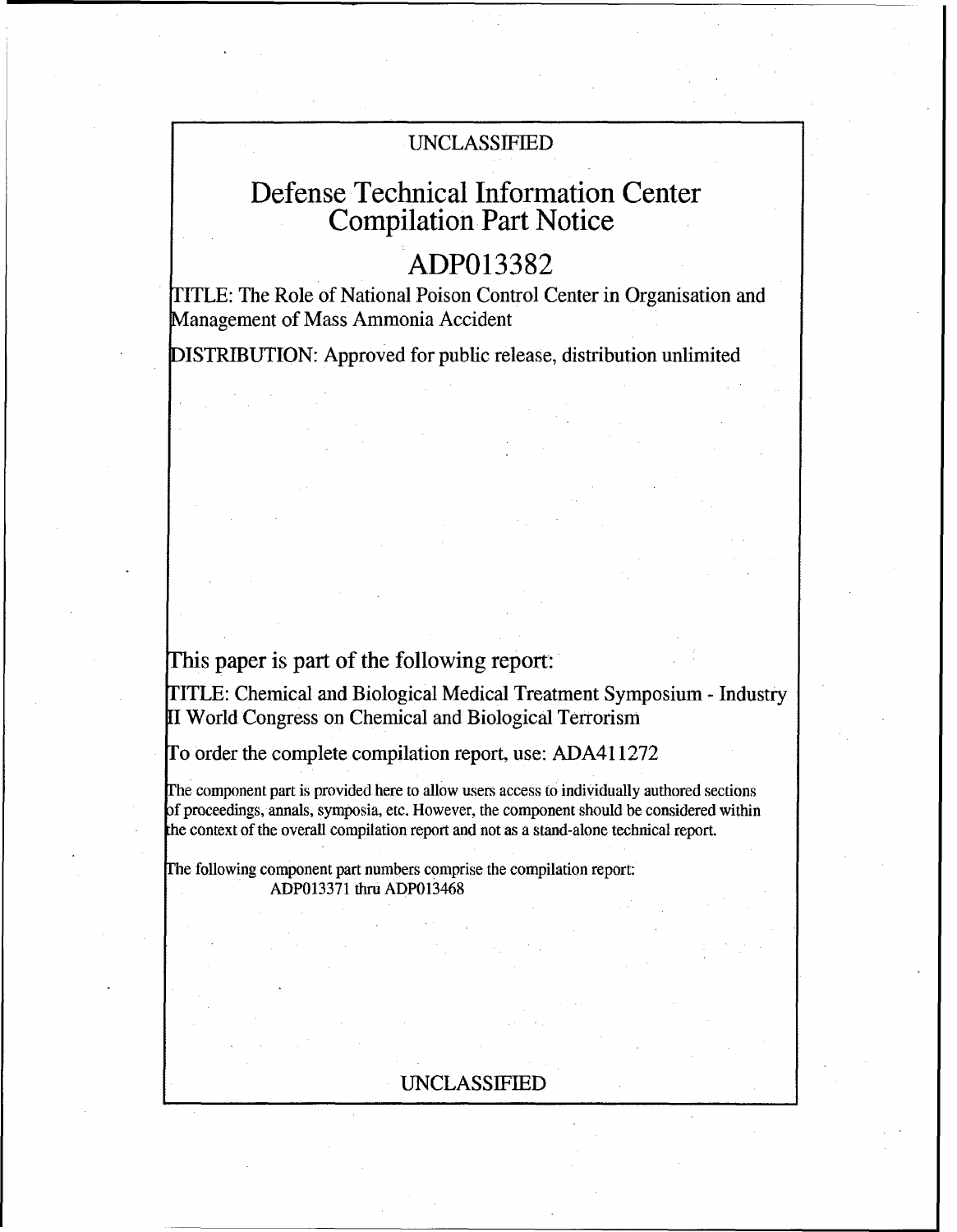UNCLASSIFIED

# Defense Technical Information Center Compilation Part Notice

## ADP013382

TITLE: The Role of National Poison Control Center in Organisation and Management of Mass Ammonia Accident

DISTRIBUTION: Approved for public release, distribution unlimited

This paper is part of the following report:

TITLE: Chemical and Biological Medical Treatment Symposium - Industry II World Congress on Chemical and Biological Terrorism

To order the complete compilation report, use: ADA411272

The component part is provided here to allow users access to individually authored sections of proceedings, annals, symposia, etc. However, the component should be considered within the context of the overall compilation report and not as a stand-alone technical report.

The following component part numbers comprise the compilation report:
ADP013371 thru ADP013468

UNCLASSIFIED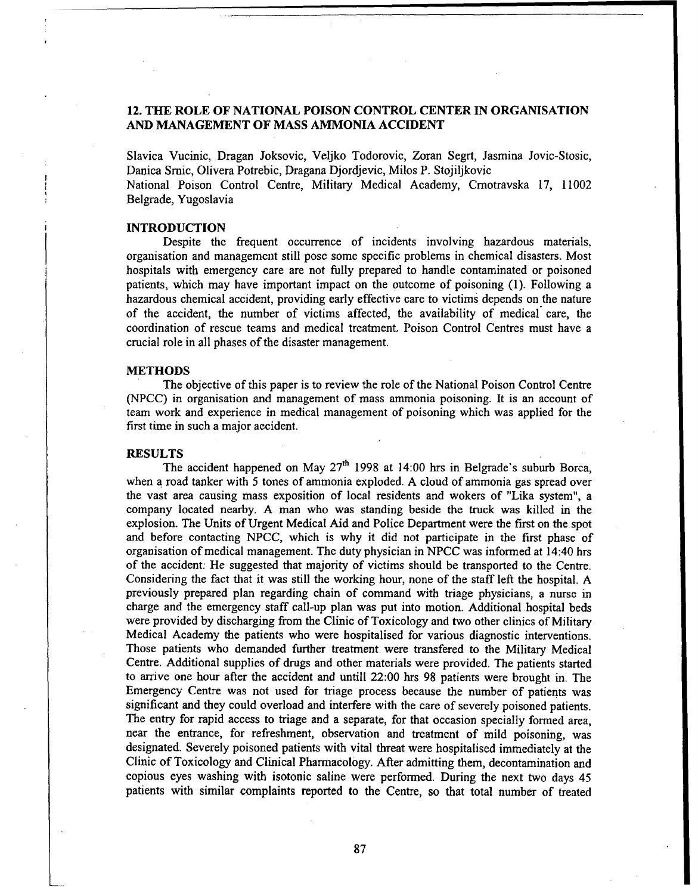## 12. THE ROLE OF NATIONAL POISON CONTROL CENTER IN ORGANISATION AND MANAGEMENT OF MASS AMMONIA ACCIDENT

Slavica Vucinic, Dragan Joksovic, Veljko Todorovic, Zoran Segrt, Jasmina Jovic-Stosic, Danica Srnic, Olivera Potrebic, Dragana Djordjevic, Milos P. Stojiljkovic

National Poison Control Centre, Military Medical Academy, Crnotravska 17, 11002 Belgrade, Yugoslavia

### INTRODUCTION

Despite the frequent occurrence of incidents involving hazardous materials, organisation and management still pose some specific problems in chemical disasters. Most hospitals with emergency care are not fully prepared to handle contaminated or poisoned patients, which may have important impact on the outcome of poisoning (1). Following a hazardous chemical accident, providing early effective care to victims depends on the nature of the accident, the number of victims affected, the availability of medical care, the coordination of rescue teams and medical treatment. Poison Control Centres must have a crucial role in all phases of the disaster management.

### METHODS

The objective of this paper is to review the role of the National Poison Control Centre (NPCC) in organisation and management of mass ammonia poisoning. It is an account of team work and experience in medical management of poisoning which was applied for the first time in such a major accident.

### RESULTS

The accident happened on May 27th 1998 at 14:00 hrs in Belgrade's suburb Borca, when a road tanker with 5 tones of ammonia exploded. A cloud of ammonia gas spread over the vast area causing mass exposition of local residents and wokers of "Lika system", a company located nearby. A man who was standing beside the truck was killed in the explosion. The Units of Urgent Medical Aid and Police Department were the first on the spot and before contacting NPCC, which is why it did not participate in the first phase of organisation of medical management. The duty physician in NPCC was informed at 14:40 hrs of the accident. He suggested that majority of victims should be transported to the Centre. Considering the fact that it was still the working hour, none of the staff left the hospital. A previously prepared plan regarding chain of command with triage physicians, a nurse in charge and the emergency staff call-up plan was put into motion. Additional hospital beds were provided by discharging from the Clinic of Toxicology and two other clinics of Military Medical Academy the patients who were hospitalised for various diagnostic interventions. Those patients who demanded further treatment were transfered to the Military Medical Centre. Additional supplies of drugs and other materials were provided. The patients started to arrive one hour after the accident and untill 22:00 hrs 98 patients were brought in. The Emergency Centre was not used for triage process because the number of patients was significant and they could overload and interfere with the care of severely poisoned patients. The entry for rapid access to triage and a separate, for that occasion specially formed area, near the entrance, for refreshment, observation and treatment of mild poisoning, was designated. Severely poisoned patients with vital threat were hospitalised immediately at the Clinic of Toxicology and Clinical Pharmacology. After admitting them, decontamination and copious eyes washing with isotonic saline were performed. During the next two days 45 patients with similar complaints reported to the Centre, so that total number of treated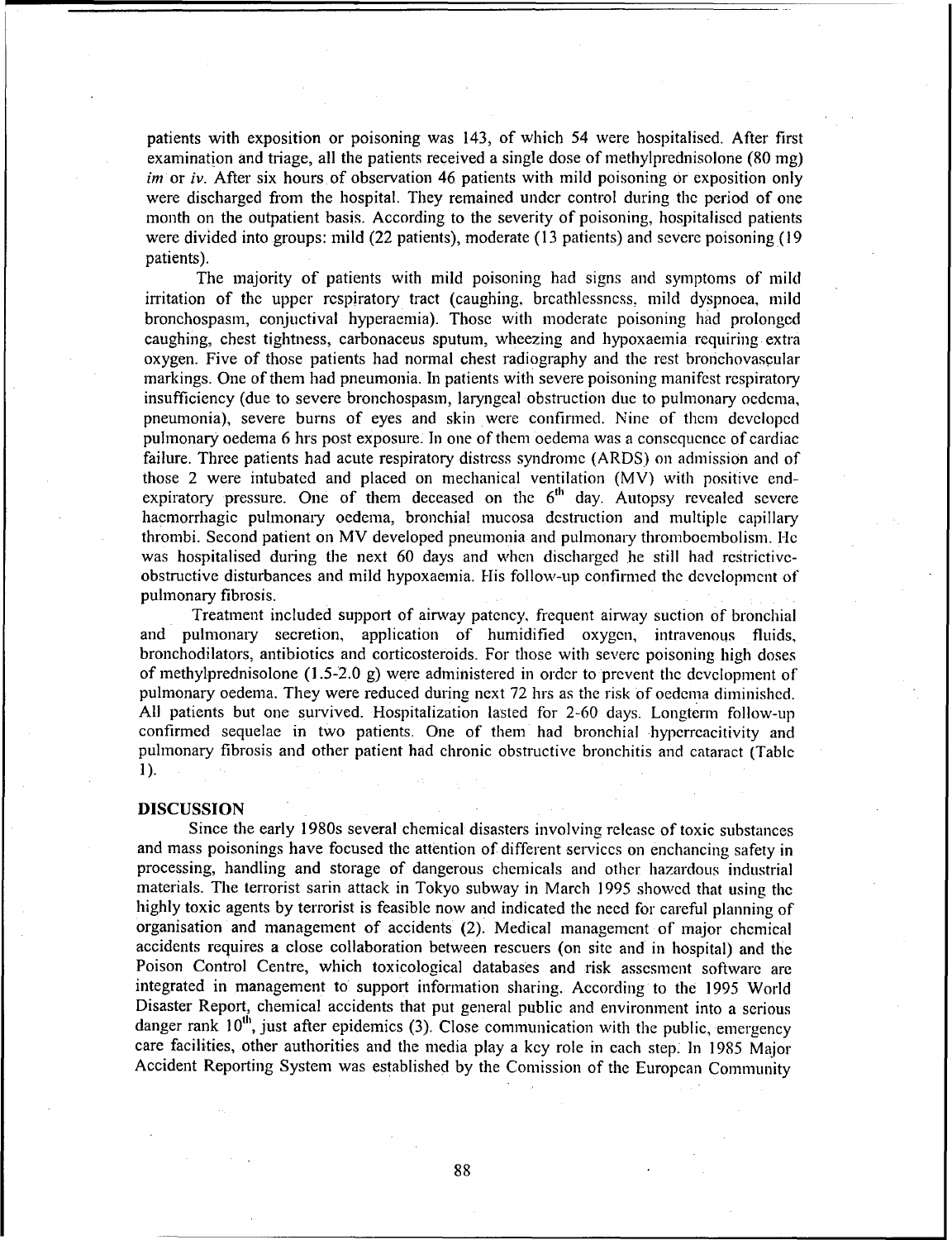patients with exposition or poisoning was 143, of which 54 were hospitalised. After first examination and triage, all the patients received a single dose of methylprednisolone (80 mg) *im* or *iv*. After six hours of observation 46 patients with mild poisoning or exposition only were discharged from the hospital. They remained under control during the period of one month on the outpatient basis. According to the severity of poisoning, hospitalised patients were divided into groups: mild (22 patients), moderate (13 patients) and severe poisoning (19 patients).

The majority of patients with mild poisoning had signs and symptoms of mild irritation of the upper respiratory tract (caughing, breathlessness, mild dyspnoea, mild bronchospasm, conjuctival hyperaemia). Those with moderate poisoning had prolonged caughing, chest tightness, carbonaceus sputum, wheezing and hypoxaemia requiring extra oxygen. Five of those patients had normal chest radiography and the rest bronchovascular markings. One of them had pneumonia. In patients with severe poisoning manifest respiratory insufficiency (due to severe bronchospasm, laryngeal obstruction due to pulmonary oedema, pneumonia), severe burns of eyes and skin were confirmed. Nine of them developed pulmonary oedema 6 hrs post exposure. In one of them oedema was a consequence of cardiac failure. Three patients had acute respiratory distress syndrome (ARDS) on admission and of those 2 were intubated and placed on mechanical ventilation (MV) with positive end-expiratory pressure. One of them deceased on the 6[th] day. Autopsy revealed severe haemorrhagic pulmonary oedema, bronchial mucosa destruction and multiple capillary thrombi. Second patient on MV developed pneumonia and pulmonary thromboembolism. He was hospitalised during the next 60 days and when discharged he still had restrictive-obstructive disturbances and mild hypoxaemia. His follow-up confirmed the development of pulmonary fibrosis.

Treatment included support of airway patency, frequent airway suction of bronchial and pulmonary secretion, application of humidified oxygen, intravenous fluids, bronchodilators, antibiotics and corticosteroids. For those with severe poisoning high doses of methylprednisolone (1.5-2.0 g) were administered in order to prevent the development of pulmonary oedema. They were reduced during next 72 hrs as the risk of oedema diminished. All patients but one survived. Hospitalization lasted for 2-60 days. Longterm follow-up confirmed sequelae in two patients. One of them had bronchial hyperreacitivity and pulmonary fibrosis and other patient had chronic obstructive bronchitis and cataract (Table 1).

## DISCUSSION

Since the early 1980s several chemical disasters involving release of toxic substances and mass poisonings have focused the attention of different services on enchancing safety in processing, handling and storage of dangerous chemicals and other hazardous industrial materials. The terrorist sarin attack in Tokyo subway in March 1995 showed that using the highly toxic agents by terrorist is feasible now and indicated the need for careful planning of organisation and management of accidents (2). Medical management of major chemical accidents requires a close collaboration between rescuers (on site and in hospital) and the Poison Control Centre, which toxicological databases and risk assesment software are integrated in management to support information sharing. According to the 1995 World Disaster Report, chemical accidents that put general public and environment into a serious danger rank 10[th], just after epidemics (3). Close communication with the public, emergency care facilities, other authorities and the media play a key role in each step. In 1985 Major Accident Reporting System was established by the Comission of the European Community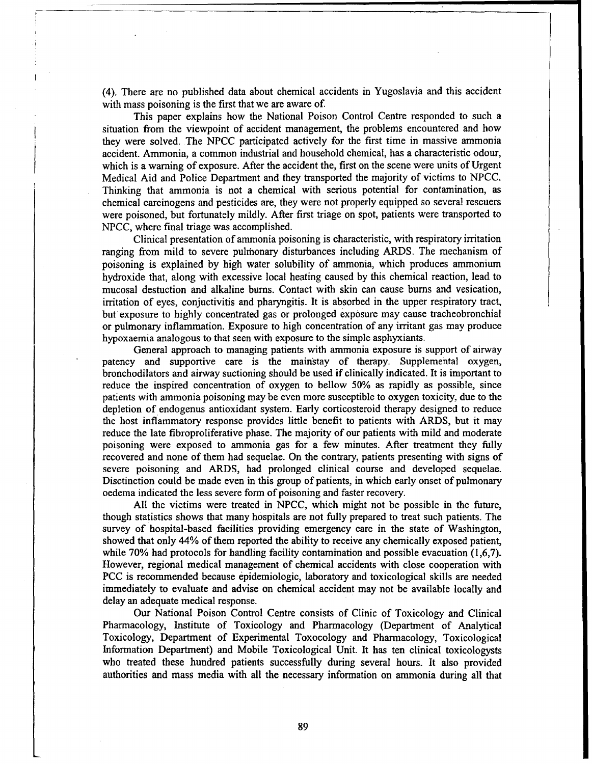(4). There are no published data about chemical accidents in Yugoslavia and this accident with mass poisoning is the first that we are aware of.

This paper explains how the National Poison Control Centre responded to such a situation from the viewpoint of accident management, the problems encountered and how they were solved. The NPCC participated actively for the first time in massive ammonia accident. Ammonia, a common industrial and household chemical, has a characteristic odour, which is a warning of exposure. After the accident the, first on the scene were units of Urgent Medical Aid and Police Department and they transported the majority of victims to NPCC. Thinking that ammonia is not a chemical with serious potential for contamination, as chemical carcinogens and pesticides are, they were not properly equipped so several rescuers were poisoned, but fortunately mildly. After first triage on spot, patients were transported to NPCC, where final triage was accomplished.

Clinical presentation of ammonia poisoning is characteristic, with respiratory irritation ranging from mild to severe pulmonary disturbances including ARDS. The mechanism of poisoning is explained by high water solubility of ammonia, which produces ammonium hydroxide that, along with excessive local heating caused by this chemical reaction, lead to mucosal destuction and alkaline burns. Contact with skin can cause burns and vesication, irritation of eyes, conjuctivitis and pharyngitis. It is absorbed in the upper respiratory tract, but exposure to highly concentrated gas or prolonged exposure may cause tracheobronchial or pulmonary inflammation. Exposure to high concentration of any irritant gas may produce hypoxaemia analogous to that seen with exposure to the simple asphyxiants.

General approach to managing patients with ammonia exposure is support of airway patency and supportive care is the mainstay of therapy. Supplemental oxygen, bronchodilators and airway suctioning should be used if clinically indicated. It is important to reduce the inspired concentration of oxygen to bellow 50% as rapidly as possible, since patients with ammonia poisoning may be even more susceptible to oxygen toxicity, due to the depletion of endogenus antioxidant system. Early corticosteroid therapy designed to reduce the host inflammatory response provides little benefit to patients with ARDS, but it may reduce the late fibroproliferative phase. The majority of our patients with mild and moderate poisoning were exposed to ammonia gas for a few minutes. After treatment they fully recovered and none of them had sequelae. On the contrary, patients presenting with signs of severe poisoning and ARDS, had prolonged clinical course and developed sequelae. Disctinction could be made even in this group of patients, in which early onset of pulmonary oedema indicated the less severe form of poisoning and faster recovery.

All the victims were treated in NPCC, which might not be possible in the future, though statistics shows that many hospitals are not fully prepared to treat such patients. The survey of hospital-based facilities providing emergency care in the state of Washington, showed that only 44% of them reported the ability to receive any chemically exposed patient, while 70% had protocols for handling facility contamination and possible evacuation (1,6,7). However, regional medical management of chemical accidents with close cooperation with PCC is recommended because epidemiologic, laboratory and toxicological skills are needed immediately to evaluate and advise on chemical accident may not be available locally and delay an adequate medical response.

Our National Poison Control Centre consists of Clinic of Toxicology and Clinical Pharmacology, Institute of Toxicology and Pharmacology (Department of Analytical Toxicology, Department of Experimental Toxocology and Pharmacology, Toxicological Information Department) and Mobile Toxicological Unit. It has ten clinical toxicologysts who treated these hundred patients successfully during several hours. It also provided authorities and mass media with all the necessary information on ammonia during all that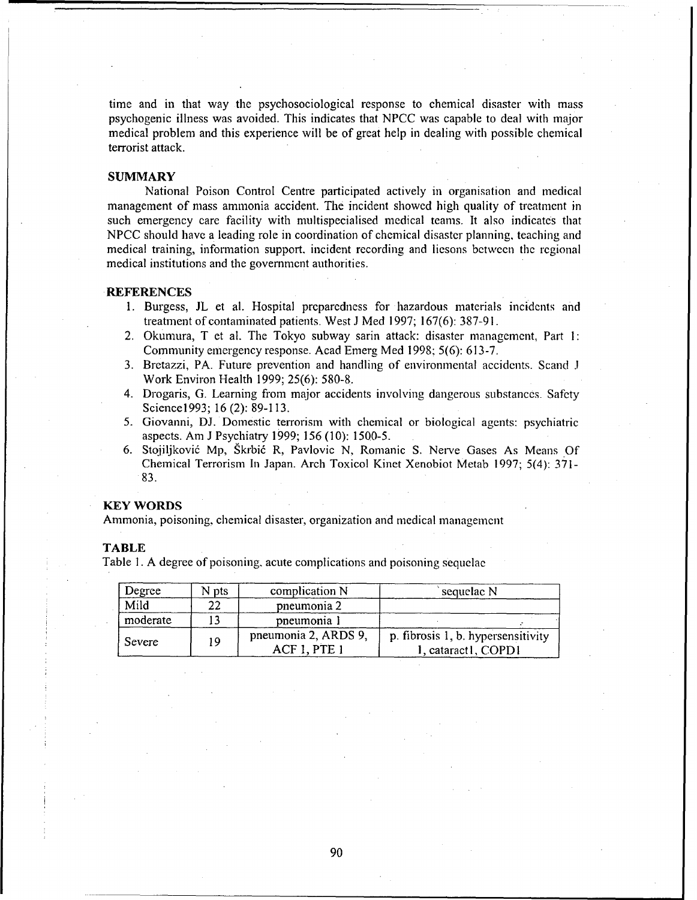time and in that way the psychosociological response to chemical disaster with mass psychogenic illness was avoided. This indicates that NPCC was capable to deal with major medical problem and this experience will be of great help in dealing with possible chemical terrorist attack.

## SUMMARY

National Poison Control Centre participated actively in organisation and medical management of mass ammonia accident. The incident showed high quality of treatment in such emergency care facility with multispecialised medical teams. It also indicates that NPCC should have a leading role in coordination of chemical disaster planning, teaching and medical training, information support, incident recording and liesons between the regional medical institutions and the government authorities.

## REFERENCES

1. Burgess, JL et al. Hospital preparedness for hazardous materials incidents and treatment of contaminated patients. West J Med 1997; 167(6): 387-91.
2. Okumura, T et al. The Tokyo subway sarin attack: disaster management, Part 1: Community emergency response. Acad Emerg Med 1998; 5(6): 613-7.
3. Bretazzi, PA. Future prevention and handling of environmental accidents. Scand J Work Environ Health 1999; 25(6): 580-8.
4. Drogaris, G. Learning from major accidents involving dangerous substances. Safety Science1993; 16 (2): 89-113.
5. Giovanni, DJ. Domestic terrorism with chemical or biological agents: psychiatric aspects. Am J Psychiatry 1999; 156 (10): 1500-5.
6. Stojiljković Mp, Škrbić R, Pavlovic N, Romanic S. Nerve Gases As Means Of Chemical Terrorism In Japan. Arch Toxicol Kinet Xenobiot Metab 1997; 5(4): 371-83.

## KEY WORDS

Ammonia, poisoning, chemical disaster, organization and medical management

## TABLE

Table 1. A degree of poisoning, acute complications and poisoning sequelae

| Degree | N pts | complication N | sequelae N |
|---|---|---|---|
| Mild | 22 | pneumonia 2 | |
| moderate | 13 | pneumonia 1 | |
| Severe | 19 | pneumonia 2, ARDS 9, ACF 1, PTE 1 | p. fibrosis 1, b. hypersensitivity 1, cataract1, COPD1 |